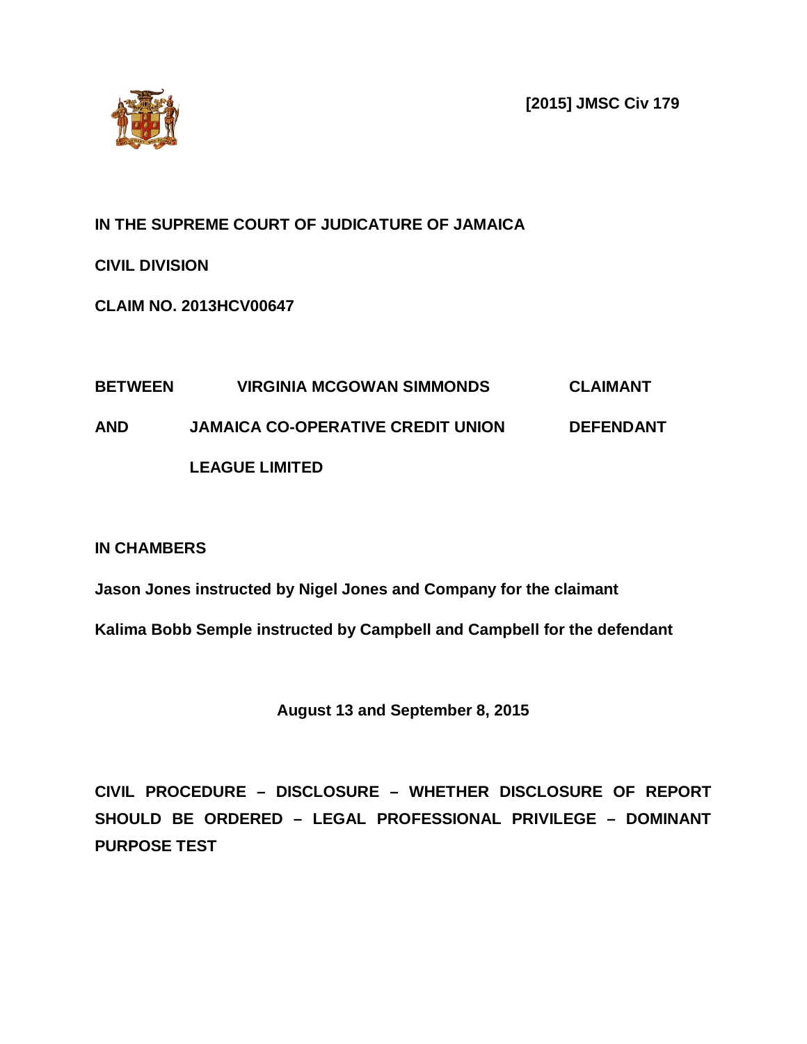**[2015] JMSC Civ 179**

**IN THE SUPREME COURT OF JUDICATURE OF JAMAICA**

**CIVIL DIVISION**

**CLAIM NO. 2013HCV00647**

| | | |
|---|---|---|
| **BETWEEN** | **VIRGINIA MCGOWAN SIMMONDS** | **CLAIMANT** |
| **AND** | **JAMAICA CO-OPERATIVE CREDIT UNION LEAGUE LIMITED** | **DEFENDANT** |

**IN CHAMBERS**

**Jason Jones instructed by Nigel Jones and Company for the claimant**

**Kalima Bobb Semple instructed by Campbell and Campbell for the defendant**

**August 13 and September 8, 2015**

**CIVIL PROCEDURE – DISCLOSURE – WHETHER DISCLOSURE OF REPORT SHOULD BE ORDERED – LEGAL PROFESSIONAL PRIVILEGE – DOMINANT PURPOSE TEST**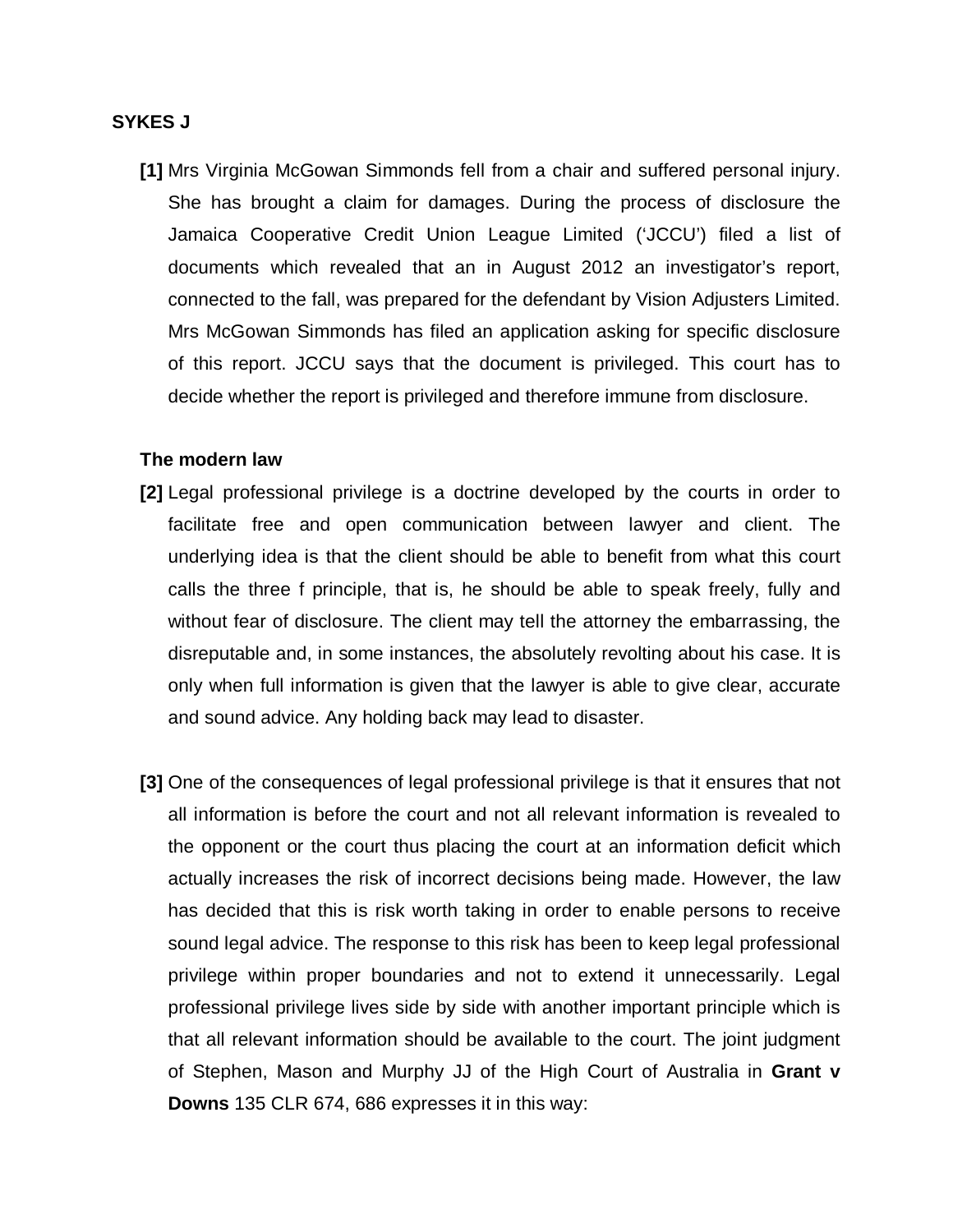**SYKES J**

**[1]** Mrs Virginia McGowan Simmonds fell from a chair and suffered personal injury. She has brought a claim for damages. During the process of disclosure the Jamaica Cooperative Credit Union League Limited ('JCCU') filed a list of documents which revealed that an in August 2012 an investigator's report, connected to the fall, was prepared for the defendant by Vision Adjusters Limited. Mrs McGowan Simmonds has filed an application asking for specific disclosure of this report. JCCU says that the document is privileged. This court has to decide whether the report is privileged and therefore immune from disclosure.

**The modern law**

**[2]** Legal professional privilege is a doctrine developed by the courts in order to facilitate free and open communication between lawyer and client. The underlying idea is that the client should be able to benefit from what this court calls the three f principle, that is, he should be able to speak freely, fully and without fear of disclosure. The client may tell the attorney the embarrassing, the disreputable and, in some instances, the absolutely revolting about his case. It is only when full information is given that the lawyer is able to give clear, accurate and sound advice. Any holding back may lead to disaster.

**[3]** One of the consequences of legal professional privilege is that it ensures that not all information is before the court and not all relevant information is revealed to the opponent or the court thus placing the court at an information deficit which actually increases the risk of incorrect decisions being made. However, the law has decided that this is risk worth taking in order to enable persons to receive sound legal advice. The response to this risk has been to keep legal professional privilege within proper boundaries and not to extend it unnecessarily. Legal professional privilege lives side by side with another important principle which is that all relevant information should be available to the court. The joint judgment of Stephen, Mason and Murphy JJ of the High Court of Australia in **Grant v Downs** 135 CLR 674, 686 expresses it in this way: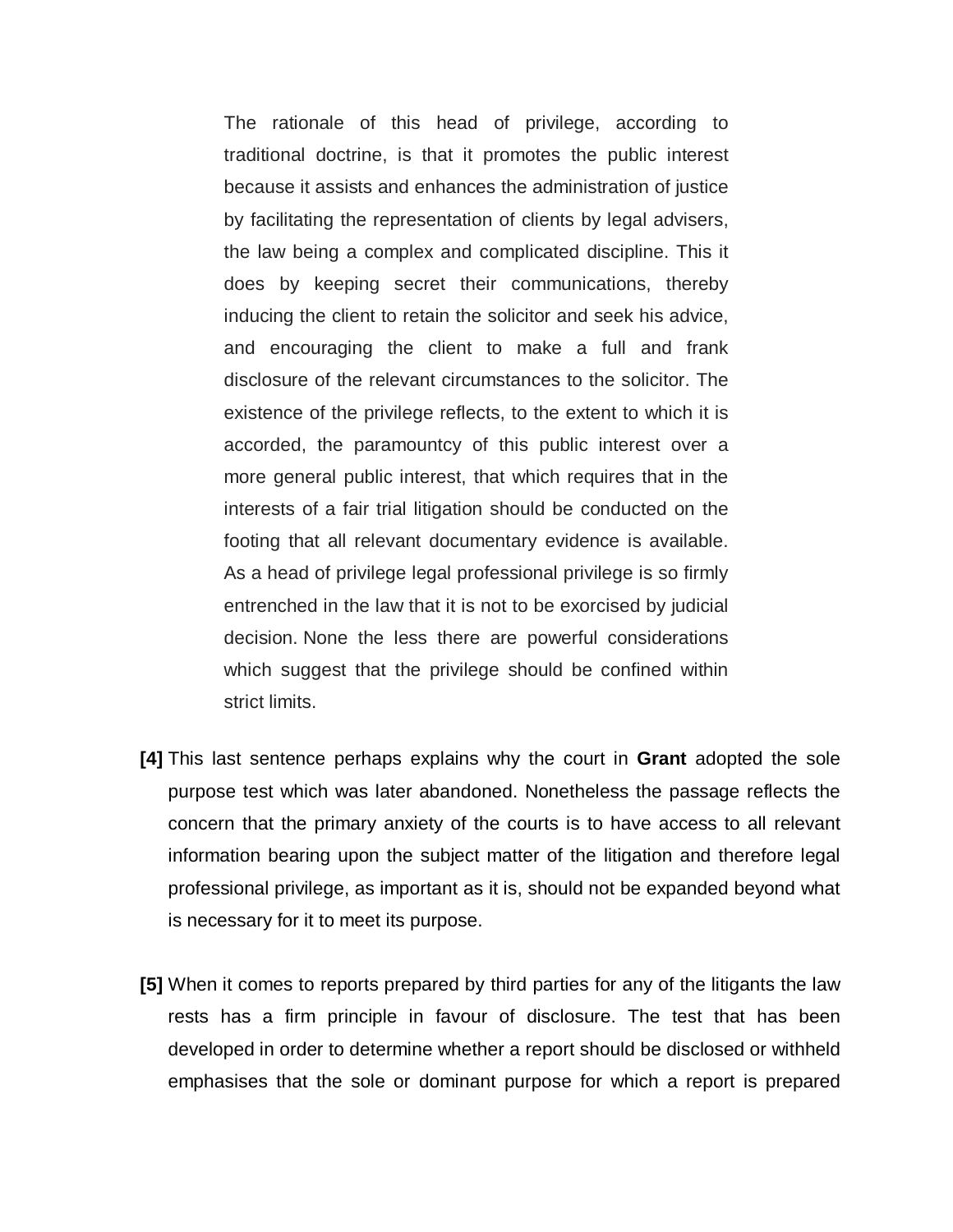> The rationale of this head of privilege, according to traditional doctrine, is that it promotes the public interest because it assists and enhances the administration of justice by facilitating the representation of clients by legal advisers, the law being a complex and complicated discipline. This it does by keeping secret their communications, thereby inducing the client to retain the solicitor and seek his advice, and encouraging the client to make a full and frank disclosure of the relevant circumstances to the solicitor. The existence of the privilege reflects, to the extent to which it is accorded, the paramountcy of this public interest over a more general public interest, that which requires that in the interests of a fair trial litigation should be conducted on the footing that all relevant documentary evidence is available. As a head of privilege legal professional privilege is so firmly entrenched in the law that it is not to be exorcised by judicial decision. None the less there are powerful considerations which suggest that the privilege should be confined within strict limits.

**[4]** This last sentence perhaps explains why the court in **Grant** adopted the sole purpose test which was later abandoned. Nonetheless the passage reflects the concern that the primary anxiety of the courts is to have access to all relevant information bearing upon the subject matter of the litigation and therefore legal professional privilege, as important as it is, should not be expanded beyond what is necessary for it to meet its purpose.

**[5]** When it comes to reports prepared by third parties for any of the litigants the law rests has a firm principle in favour of disclosure. The test that has been developed in order to determine whether a report should be disclosed or withheld emphasises that the sole or dominant purpose for which a report is prepared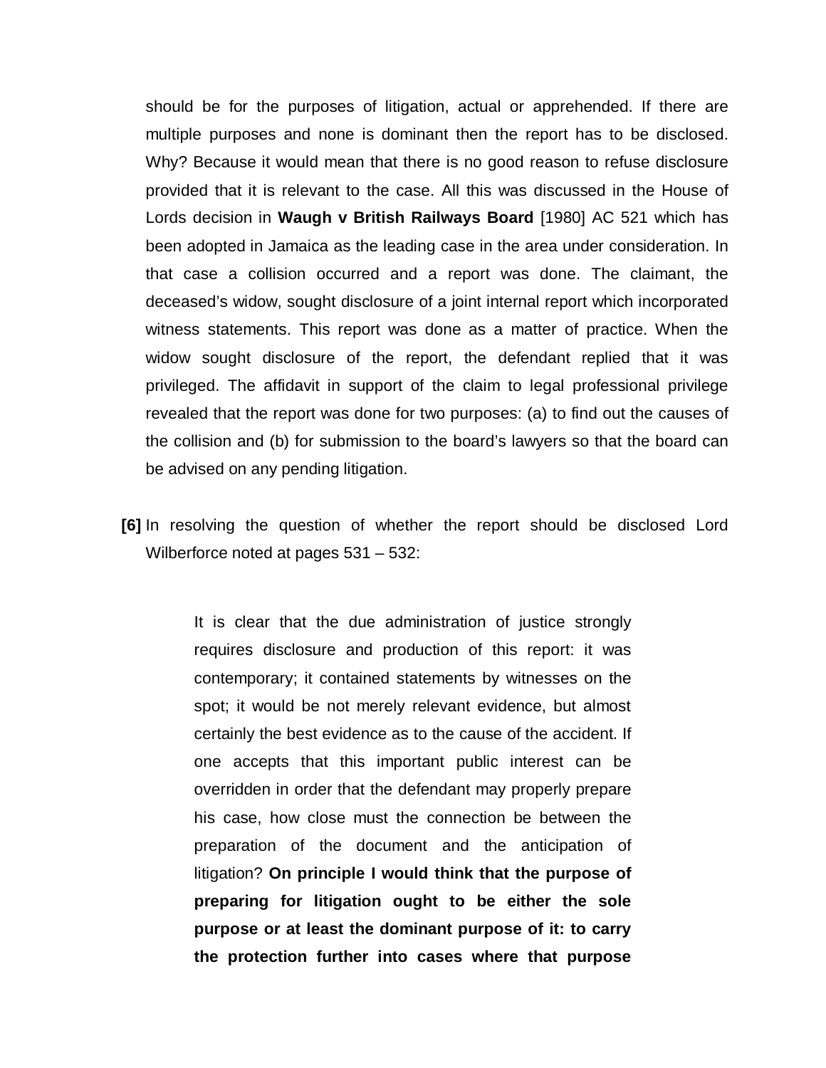should be for the purposes of litigation, actual or apprehended. If there are multiple purposes and none is dominant then the report has to be disclosed. Why? Because it would mean that there is no good reason to refuse disclosure provided that it is relevant to the case. All this was discussed in the House of Lords decision in **Waugh v British Railways Board** [1980] AC 521 which has been adopted in Jamaica as the leading case in the area under consideration. In that case a collision occurred and a report was done. The claimant, the deceased's widow, sought disclosure of a joint internal report which incorporated witness statements. This report was done as a matter of practice. When the widow sought disclosure of the report, the defendant replied that it was privileged. The affidavit in support of the claim to legal professional privilege revealed that the report was done for two purposes: (a) to find out the causes of the collision and (b) for submission to the board's lawyers so that the board can be advised on any pending litigation.

**[6]** In resolving the question of whether the report should be disclosed Lord Wilberforce noted at pages 531 – 532:

> It is clear that the due administration of justice strongly requires disclosure and production of this report: it was contemporary; it contained statements by witnesses on the spot; it would be not merely relevant evidence, but almost certainly the best evidence as to the cause of the accident. If one accepts that this important public interest can be overridden in order that the defendant may properly prepare his case, how close must the connection be between the preparation of the document and the anticipation of litigation? **On principle I would think that the purpose of preparing for litigation ought to be either the sole purpose or at least the dominant purpose of it: to carry the protection further into cases where that purpose**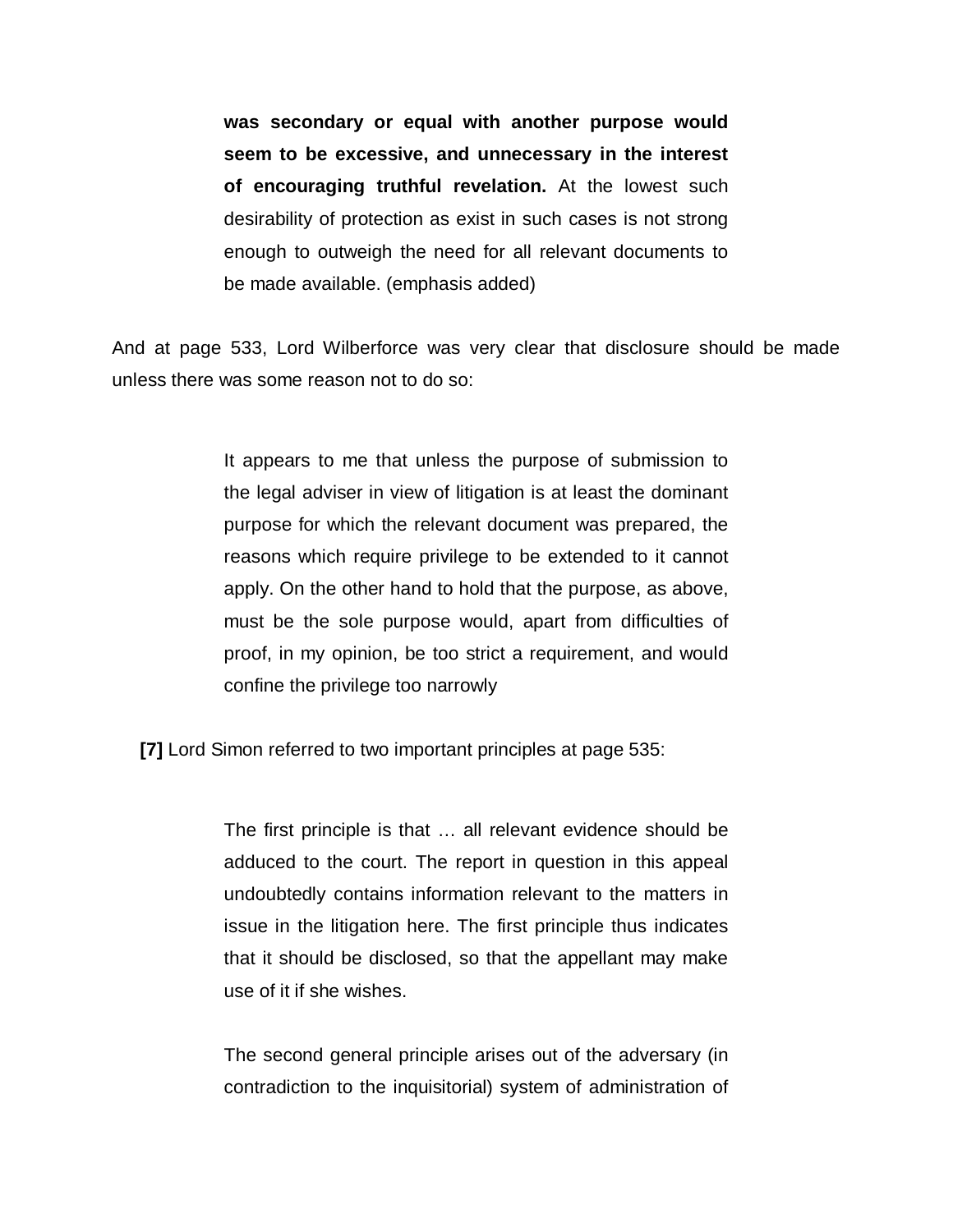> **was secondary or equal with another purpose would seem to be excessive, and unnecessary in the interest of encouraging truthful revelation.** At the lowest such desirability of protection as exist in such cases is not strong enough to outweigh the need for all relevant documents to be made available. (emphasis added)

And at page 533, Lord Wilberforce was very clear that disclosure should be made unless there was some reason not to do so:

> It appears to me that unless the purpose of submission to the legal adviser in view of litigation is at least the dominant purpose for which the relevant document was prepared, the reasons which require privilege to be extended to it cannot apply. On the other hand to hold that the purpose, as above, must be the sole purpose would, apart from difficulties of proof, in my opinion, be too strict a requirement, and would confine the privilege too narrowly

**[7]** Lord Simon referred to two important principles at page 535:

> The first principle is that … all relevant evidence should be adduced to the court. The report in question in this appeal undoubtedly contains information relevant to the matters in issue in the litigation here. The first principle thus indicates that it should be disclosed, so that the appellant may make use of it if she wishes.
>
> The second general principle arises out of the adversary (in contradiction to the inquisitorial) system of administration of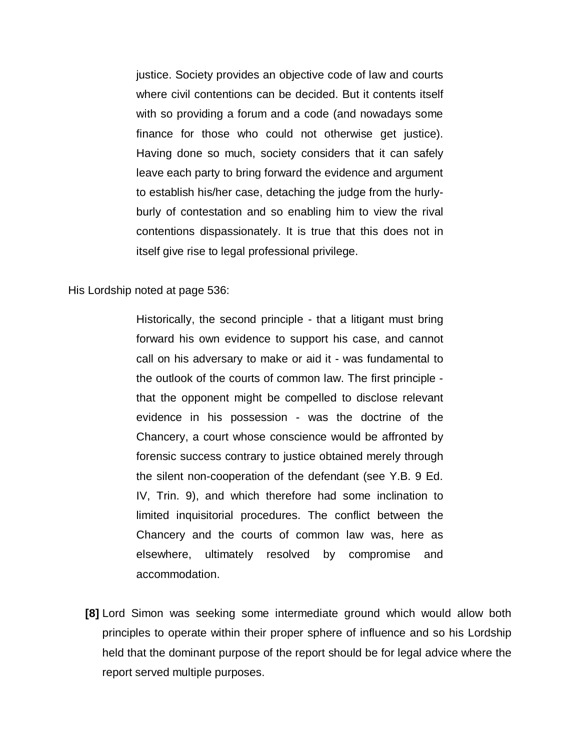> justice. Society provides an objective code of law and courts where civil contentions can be decided. But it contents itself with so providing a forum and a code (and nowadays some finance for those who could not otherwise get justice). Having done so much, society considers that it can safely leave each party to bring forward the evidence and argument to establish his/her case, detaching the judge from the hurly-burly of contestation and so enabling him to view the rival contentions dispassionately. It is true that this does not in itself give rise to legal professional privilege.

His Lordship noted at page 536:

> Historically, the second principle - that a litigant must bring forward his own evidence to support his case, and cannot call on his adversary to make or aid it - was fundamental to the outlook of the courts of common law. The first principle - that the opponent might be compelled to disclose relevant evidence in his possession - was the doctrine of the Chancery, a court whose conscience would be affronted by forensic success contrary to justice obtained merely through the silent non-cooperation of the defendant (see Y.B. 9 Ed. IV, Trin. 9), and which therefore had some inclination to limited inquisitorial procedures. The conflict between the Chancery and the courts of common law was, here as elsewhere, ultimately resolved by compromise and accommodation.

**[8]** Lord Simon was seeking some intermediate ground which would allow both principles to operate within their proper sphere of influence and so his Lordship held that the dominant purpose of the report should be for legal advice where the report served multiple purposes.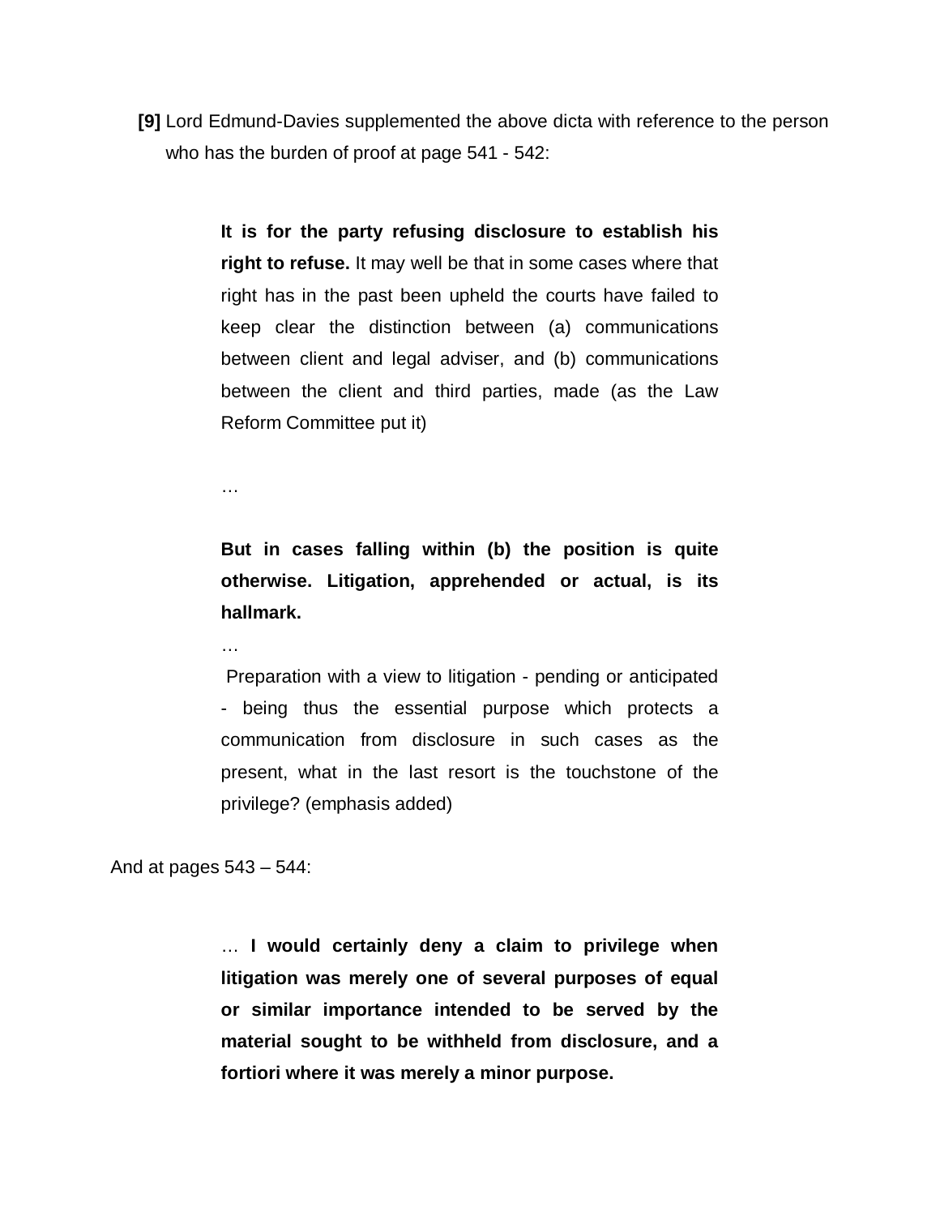**[9]** Lord Edmund-Davies supplemented the above dicta with reference to the person who has the burden of proof at page 541 - 542:

> **It is for the party refusing disclosure to establish his right to refuse.** It may well be that in some cases where that right has in the past been upheld the courts have failed to keep clear the distinction between (a) communications between client and legal adviser, and (b) communications between the client and third parties, made (as the Law Reform Committee put it)
>
> …
>
> **But in cases falling within (b) the position is quite otherwise. Litigation, apprehended or actual, is its hallmark.**
>
> …
>
> Preparation with a view to litigation - pending or anticipated - being thus the essential purpose which protects a communication from disclosure in such cases as the present, what in the last resort is the touchstone of the privilege? (emphasis added)

And at pages 543 – 544:

> … **I would certainly deny a claim to privilege when litigation was merely one of several purposes of equal or similar importance intended to be served by the material sought to be withheld from disclosure, and a fortiori where it was merely a minor purpose.**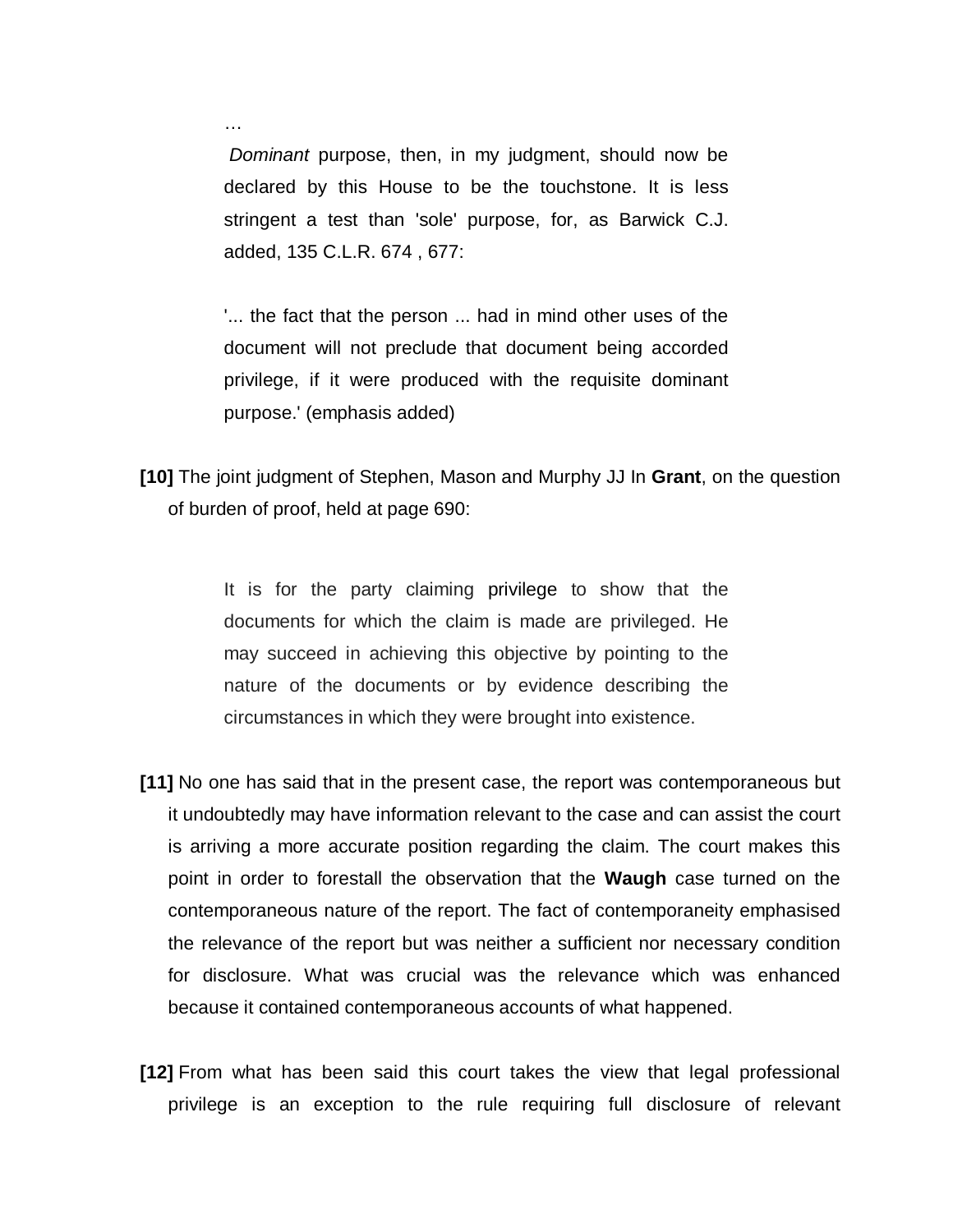> …
>
> *Dominant* purpose, then, in my judgment, should now be declared by this House to be the touchstone. It is less stringent a test than 'sole' purpose, for, as Barwick C.J. added, 135 C.L.R. 674 , 677:
>
> '... the fact that the person ... had in mind other uses of the document will not preclude that document being accorded privilege, if it were produced with the requisite dominant purpose.' (emphasis added)

**[10]** The joint judgment of Stephen, Mason and Murphy JJ In **Grant**, on the question of burden of proof, held at page 690:

> It is for the party claiming privilege to show that the documents for which the claim is made are privileged. He may succeed in achieving this objective by pointing to the nature of the documents or by evidence describing the circumstances in which they were brought into existence.

**[11]** No one has said that in the present case, the report was contemporaneous but it undoubtedly may have information relevant to the case and can assist the court is arriving a more accurate position regarding the claim. The court makes this point in order to forestall the observation that the **Waugh** case turned on the contemporaneous nature of the report. The fact of contemporaneity emphasised the relevance of the report but was neither a sufficient nor necessary condition for disclosure. What was crucial was the relevance which was enhanced because it contained contemporaneous accounts of what happened.

**[12]** From what has been said this court takes the view that legal professional privilege is an exception to the rule requiring full disclosure of relevant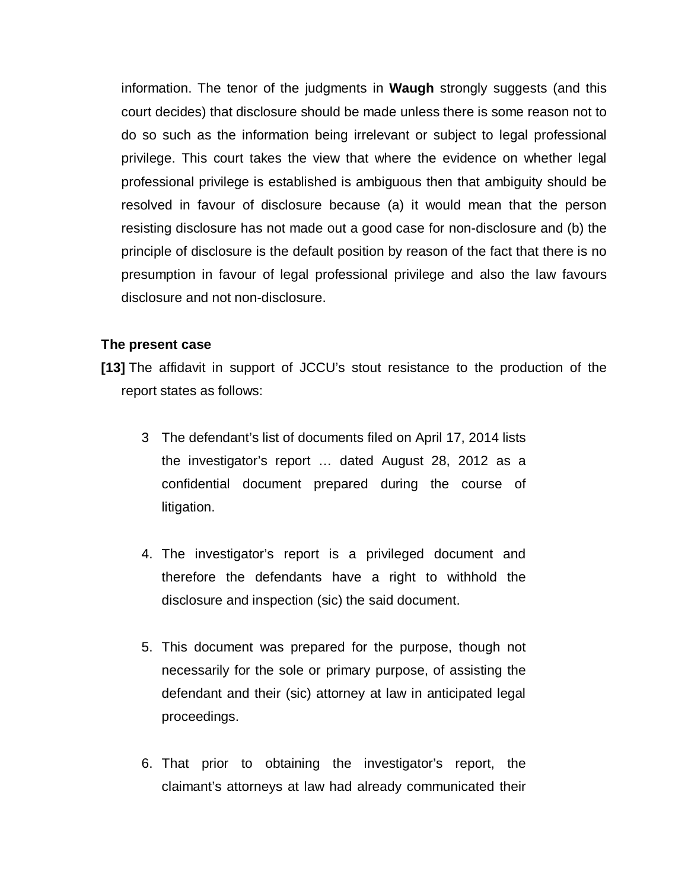information. The tenor of the judgments in **Waugh** strongly suggests (and this court decides) that disclosure should be made unless there is some reason not to do so such as the information being irrelevant or subject to legal professional privilege. This court takes the view that where the evidence on whether legal professional privilege is established is ambiguous then that ambiguity should be resolved in favour of disclosure because (a) it would mean that the person resisting disclosure has not made out a good case for non-disclosure and (b) the principle of disclosure is the default position by reason of the fact that there is no presumption in favour of legal professional privilege and also the law favours disclosure and not non-disclosure.

### The present case

**[13]** The affidavit in support of JCCU's stout resistance to the production of the report states as follows:

> 3 The defendant's list of documents filed on April 17, 2014 lists the investigator's report … dated August 28, 2012 as a confidential document prepared during the course of litigation.
>
> 4. The investigator's report is a privileged document and therefore the defendants have a right to withhold the disclosure and inspection (sic) the said document.
>
> 5. This document was prepared for the purpose, though not necessarily for the sole or primary purpose, of assisting the defendant and their (sic) attorney at law in anticipated legal proceedings.
>
> 6. That prior to obtaining the investigator's report, the claimant's attorneys at law had already communicated their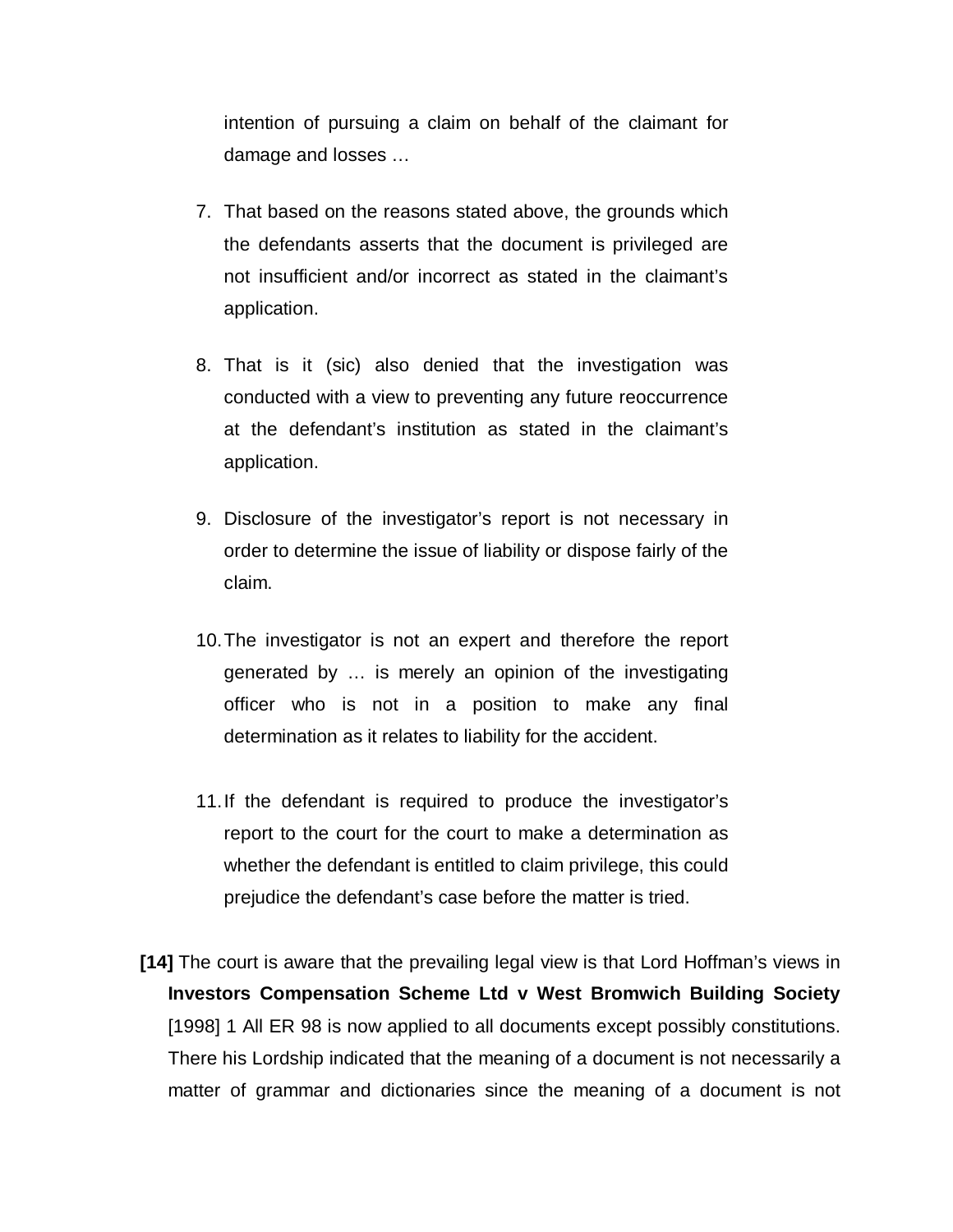intention of pursuing a claim on behalf of the claimant for damage and losses …

7. That based on the reasons stated above, the grounds which the defendants asserts that the document is privileged are not insufficient and/or incorrect as stated in the claimant's application.

8. That is it (sic) also denied that the investigation was conducted with a view to preventing any future reoccurrence at the defendant's institution as stated in the claimant's application.

9. Disclosure of the investigator's report is not necessary in order to determine the issue of liability or dispose fairly of the claim.

10. The investigator is not an expert and therefore the report generated by … is merely an opinion of the investigating officer who is not in a position to make any final determination as it relates to liability for the accident.

11. If the defendant is required to produce the investigator's report to the court for the court to make a determination as whether the defendant is entitled to claim privilege, this could prejudice the defendant's case before the matter is tried.

**[14]** The court is aware that the prevailing legal view is that Lord Hoffman's views in **Investors Compensation Scheme Ltd v West Bromwich Building Society** [1998] 1 All ER 98 is now applied to all documents except possibly constitutions. There his Lordship indicated that the meaning of a document is not necessarily a matter of grammar and dictionaries since the meaning of a document is not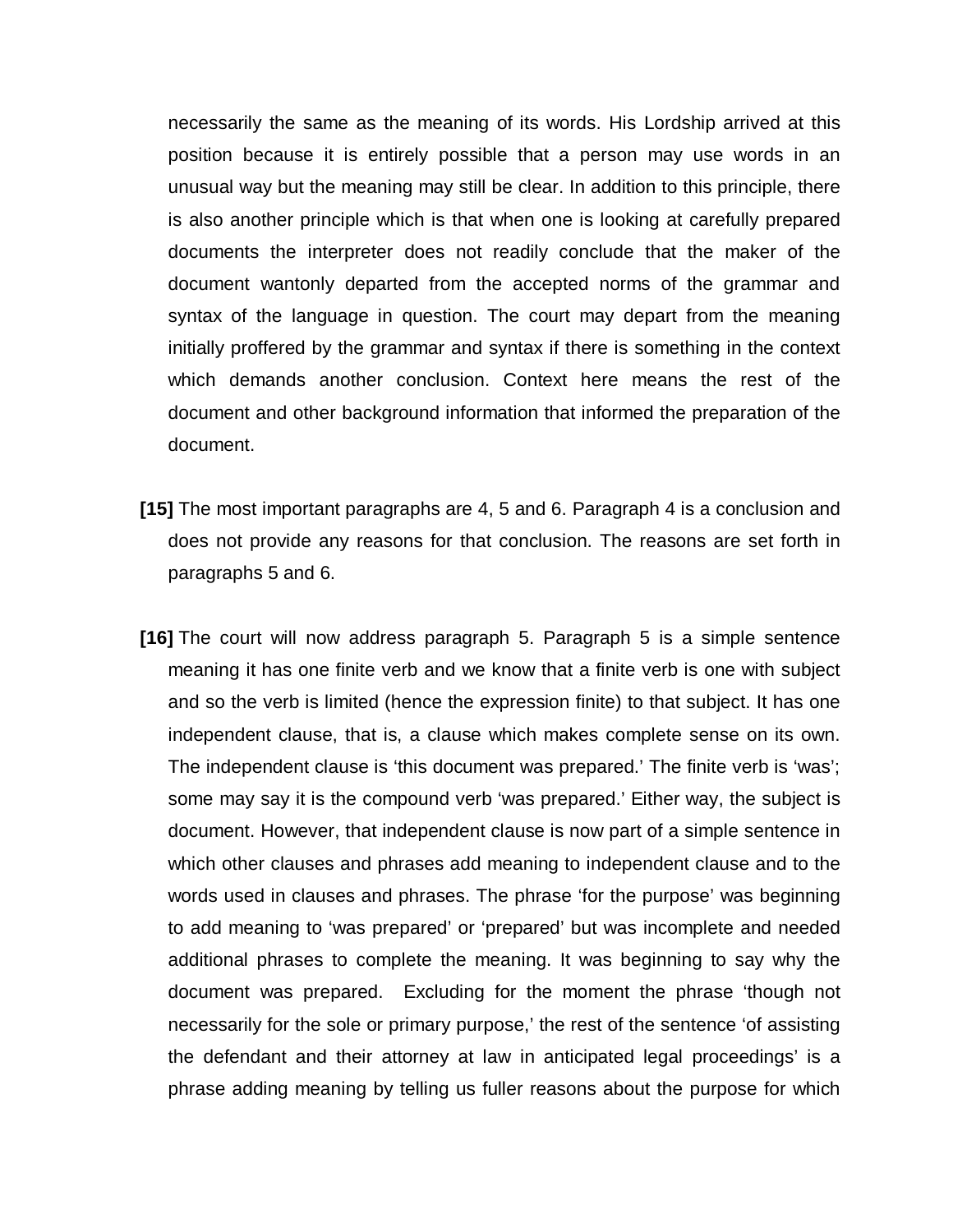necessarily the same as the meaning of its words. His Lordship arrived at this position because it is entirely possible that a person may use words in an unusual way but the meaning may still be clear. In addition to this principle, there is also another principle which is that when one is looking at carefully prepared documents the interpreter does not readily conclude that the maker of the document wantonly departed from the accepted norms of the grammar and syntax of the language in question. The court may depart from the meaning initially proffered by the grammar and syntax if there is something in the context which demands another conclusion. Context here means the rest of the document and other background information that informed the preparation of the document.

**[15]** The most important paragraphs are 4, 5 and 6. Paragraph 4 is a conclusion and does not provide any reasons for that conclusion. The reasons are set forth in paragraphs 5 and 6.

**[16]** The court will now address paragraph 5. Paragraph 5 is a simple sentence meaning it has one finite verb and we know that a finite verb is one with subject and so the verb is limited (hence the expression finite) to that subject. It has one independent clause, that is, a clause which makes complete sense on its own. The independent clause is 'this document was prepared.' The finite verb is 'was'; some may say it is the compound verb 'was prepared.' Either way, the subject is document. However, that independent clause is now part of a simple sentence in which other clauses and phrases add meaning to independent clause and to the words used in clauses and phrases. The phrase 'for the purpose' was beginning to add meaning to 'was prepared' or 'prepared' but was incomplete and needed additional phrases to complete the meaning. It was beginning to say why the document was prepared. Excluding for the moment the phrase 'though not necessarily for the sole or primary purpose,' the rest of the sentence 'of assisting the defendant and their attorney at law in anticipated legal proceedings' is a phrase adding meaning by telling us fuller reasons about the purpose for which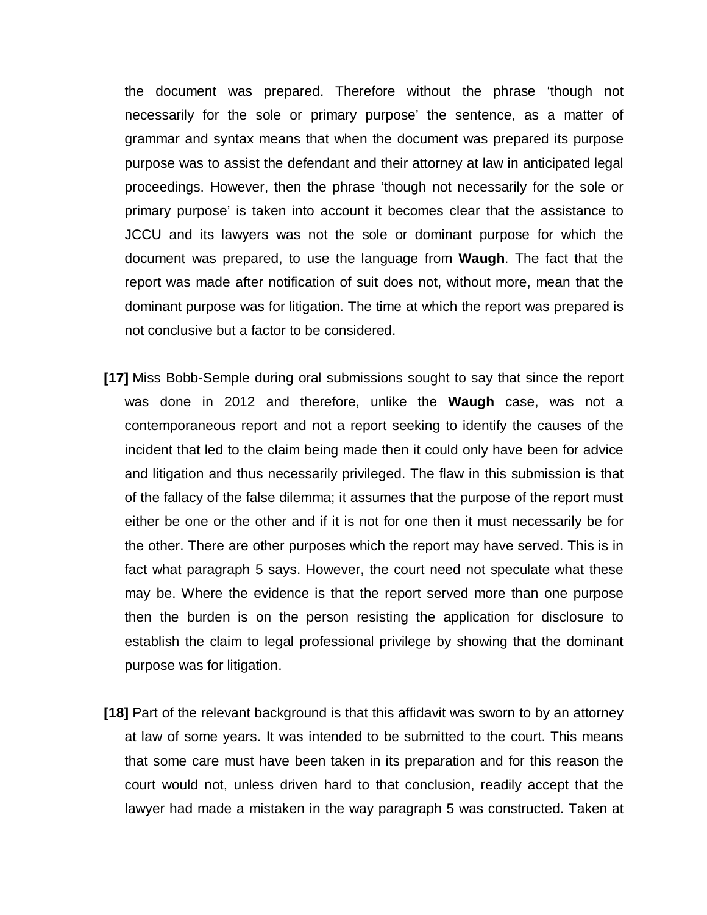the document was prepared. Therefore without the phrase 'though not necessarily for the sole or primary purpose' the sentence, as a matter of grammar and syntax means that when the document was prepared its purpose purpose was to assist the defendant and their attorney at law in anticipated legal proceedings. However, then the phrase 'though not necessarily for the sole or primary purpose' is taken into account it becomes clear that the assistance to JCCU and its lawyers was not the sole or dominant purpose for which the document was prepared, to use the language from **Waugh**. The fact that the report was made after notification of suit does not, without more, mean that the dominant purpose was for litigation. The time at which the report was prepared is not conclusive but a factor to be considered.

**[17]** Miss Bobb-Semple during oral submissions sought to say that since the report was done in 2012 and therefore, unlike the **Waugh** case, was not a contemporaneous report and not a report seeking to identify the causes of the incident that led to the claim being made then it could only have been for advice and litigation and thus necessarily privileged. The flaw in this submission is that of the fallacy of the false dilemma; it assumes that the purpose of the report must either be one or the other and if it is not for one then it must necessarily be for the other. There are other purposes which the report may have served. This is in fact what paragraph 5 says. However, the court need not speculate what these may be. Where the evidence is that the report served more than one purpose then the burden is on the person resisting the application for disclosure to establish the claim to legal professional privilege by showing that the dominant purpose was for litigation.

**[18]** Part of the relevant background is that this affidavit was sworn to by an attorney at law of some years. It was intended to be submitted to the court. This means that some care must have been taken in its preparation and for this reason the court would not, unless driven hard to that conclusion, readily accept that the lawyer had made a mistaken in the way paragraph 5 was constructed. Taken at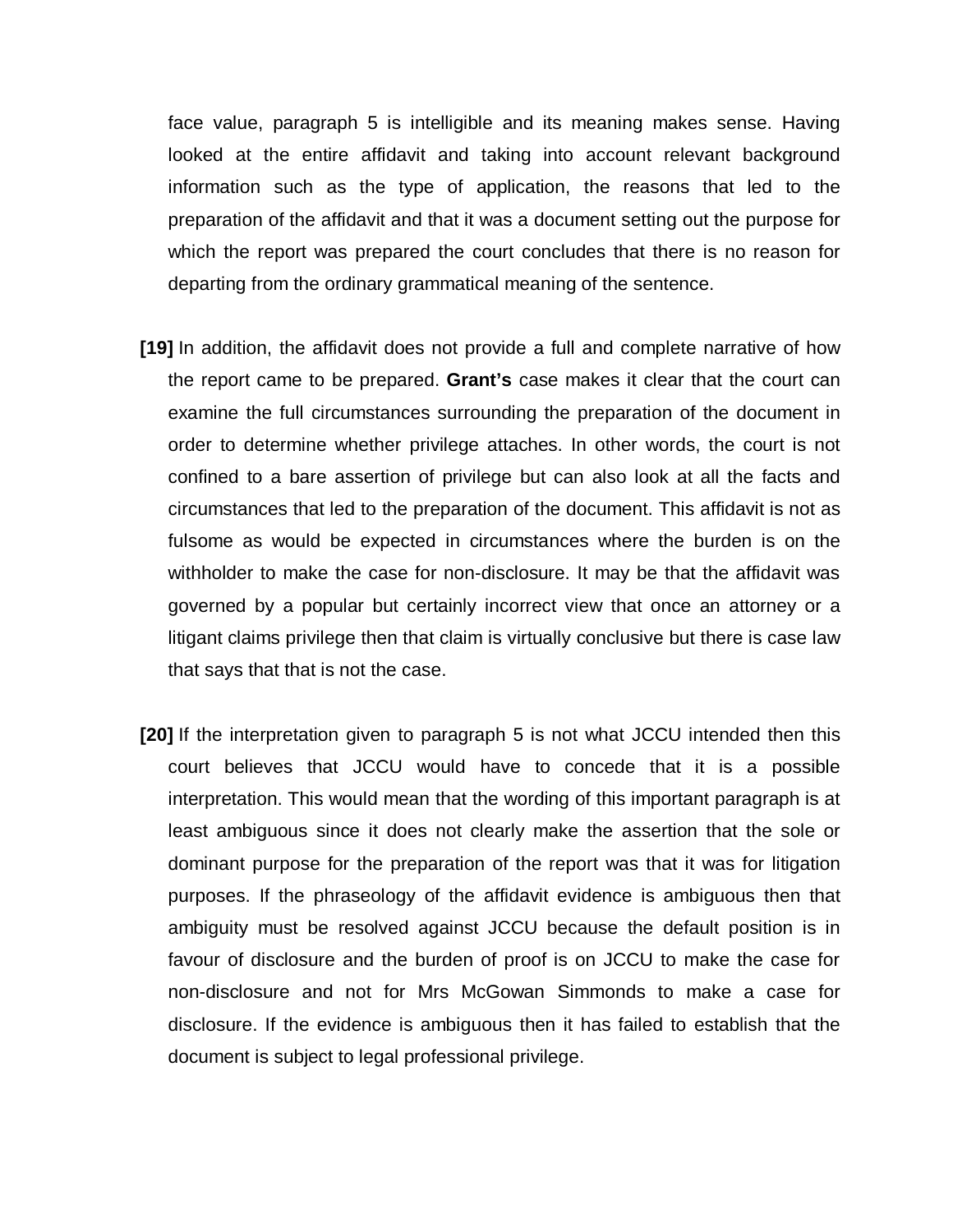face value, paragraph 5 is intelligible and its meaning makes sense. Having looked at the entire affidavit and taking into account relevant background information such as the type of application, the reasons that led to the preparation of the affidavit and that it was a document setting out the purpose for which the report was prepared the court concludes that there is no reason for departing from the ordinary grammatical meaning of the sentence.

**[19]** In addition, the affidavit does not provide a full and complete narrative of how the report came to be prepared. **Grant's** case makes it clear that the court can examine the full circumstances surrounding the preparation of the document in order to determine whether privilege attaches. In other words, the court is not confined to a bare assertion of privilege but can also look at all the facts and circumstances that led to the preparation of the document. This affidavit is not as fulsome as would be expected in circumstances where the burden is on the withholder to make the case for non-disclosure. It may be that the affidavit was governed by a popular but certainly incorrect view that once an attorney or a litigant claims privilege then that claim is virtually conclusive but there is case law that says that that is not the case.

**[20]** If the interpretation given to paragraph 5 is not what JCCU intended then this court believes that JCCU would have to concede that it is a possible interpretation. This would mean that the wording of this important paragraph is at least ambiguous since it does not clearly make the assertion that the sole or dominant purpose for the preparation of the report was that it was for litigation purposes. If the phraseology of the affidavit evidence is ambiguous then that ambiguity must be resolved against JCCU because the default position is in favour of disclosure and the burden of proof is on JCCU to make the case for non-disclosure and not for Mrs McGowan Simmonds to make a case for disclosure. If the evidence is ambiguous then it has failed to establish that the document is subject to legal professional privilege.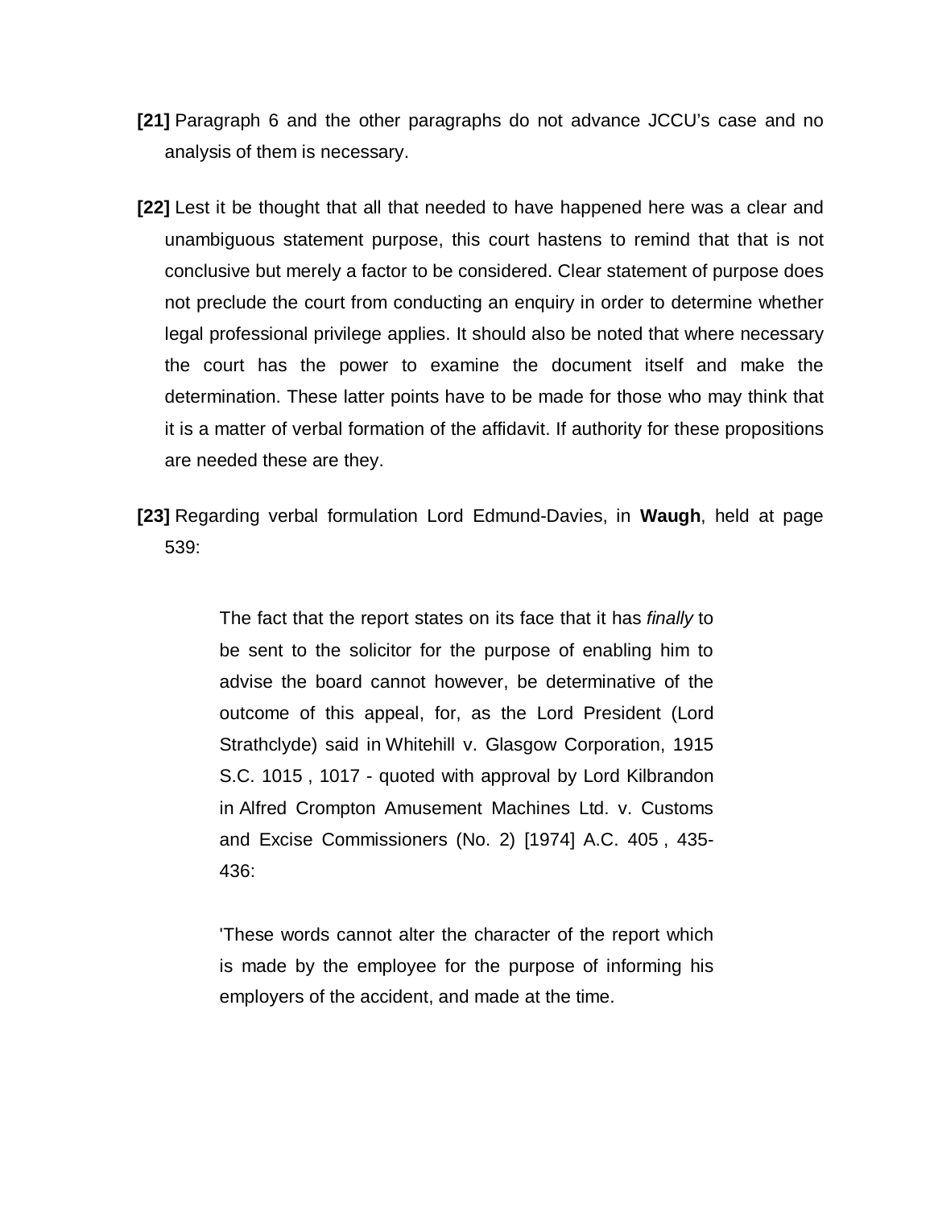**[21]** Paragraph 6 and the other paragraphs do not advance JCCU's case and no analysis of them is necessary.

**[22]** Lest it be thought that all that needed to have happened here was a clear and unambiguous statement purpose, this court hastens to remind that that is not conclusive but merely a factor to be considered. Clear statement of purpose does not preclude the court from conducting an enquiry in order to determine whether legal professional privilege applies. It should also be noted that where necessary the court has the power to examine the document itself and make the determination. These latter points have to be made for those who may think that it is a matter of verbal formation of the affidavit. If authority for these propositions are needed these are they.

**[23]** Regarding verbal formulation Lord Edmund-Davies, in **Waugh**, held at page 539:

> The fact that the report states on its face that it has *finally* to be sent to the solicitor for the purpose of enabling him to advise the board cannot however, be determinative of the outcome of this appeal, for, as the Lord President (Lord Strathclyde) said in Whitehill v. Glasgow Corporation, 1915 S.C. 1015 , 1017 - quoted with approval by Lord Kilbrandon in Alfred Crompton Amusement Machines Ltd. v. Customs and Excise Commissioners (No. 2) [1974] A.C. 405 , 435-436:
>
> 'These words cannot alter the character of the report which is made by the employee for the purpose of informing his employers of the accident, and made at the time.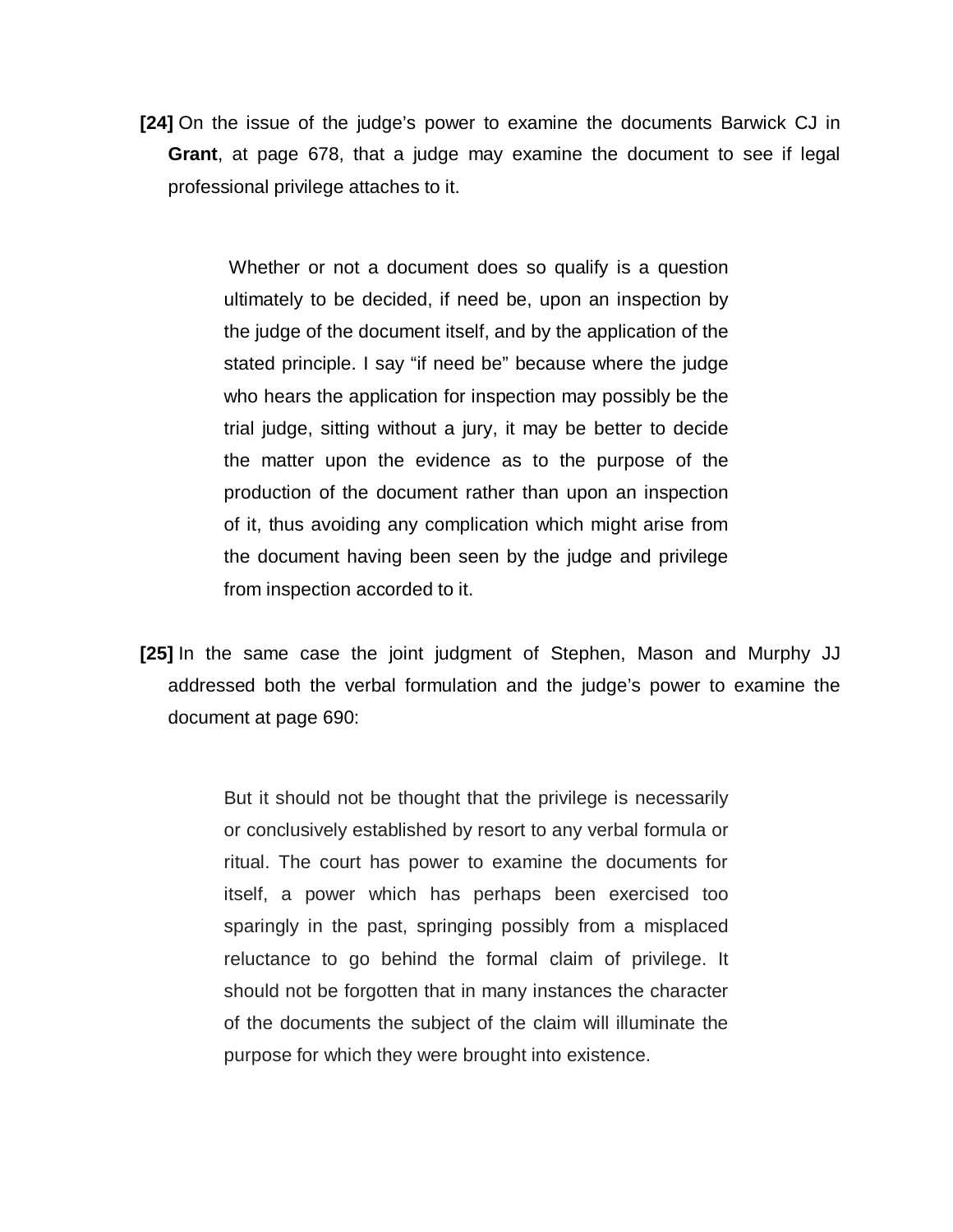**[24]** On the issue of the judge's power to examine the documents Barwick CJ in **Grant**, at page 678, that a judge may examine the document to see if legal professional privilege attaches to it.

> Whether or not a document does so qualify is a question ultimately to be decided, if need be, upon an inspection by the judge of the document itself, and by the application of the stated principle. I say "if need be" because where the judge who hears the application for inspection may possibly be the trial judge, sitting without a jury, it may be better to decide the matter upon the evidence as to the purpose of the production of the document rather than upon an inspection of it, thus avoiding any complication which might arise from the document having been seen by the judge and privilege from inspection accorded to it.

**[25]** In the same case the joint judgment of Stephen, Mason and Murphy JJ addressed both the verbal formulation and the judge's power to examine the document at page 690:

> But it should not be thought that the privilege is necessarily or conclusively established by resort to any verbal formula or ritual. The court has power to examine the documents for itself, a power which has perhaps been exercised too sparingly in the past, springing possibly from a misplaced reluctance to go behind the formal claim of privilege. It should not be forgotten that in many instances the character of the documents the subject of the claim will illuminate the purpose for which they were brought into existence.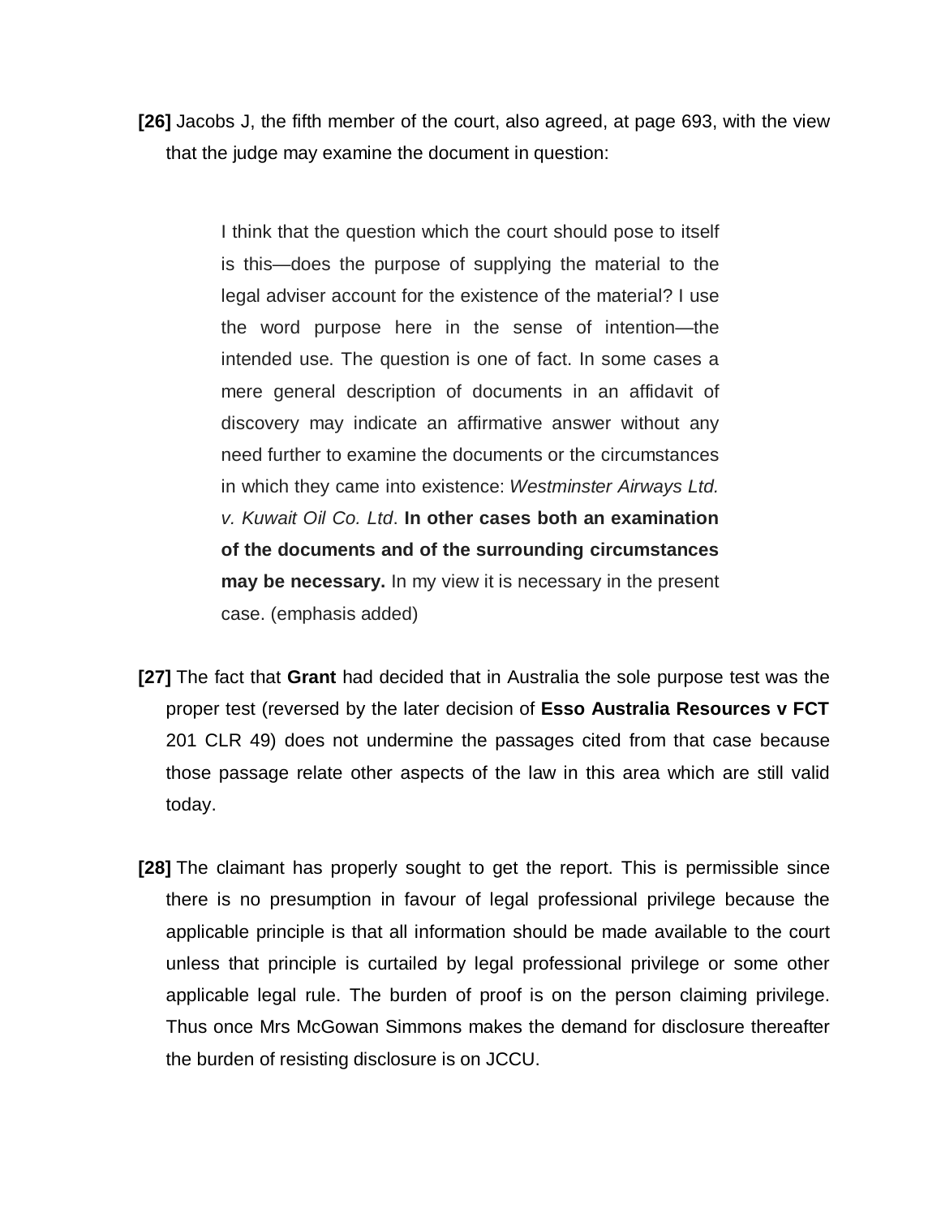**[26]** Jacobs J, the fifth member of the court, also agreed, at page 693, with the view that the judge may examine the document in question:

> I think that the question which the court should pose to itself is this—does the purpose of supplying the material to the legal adviser account for the existence of the material? I use the word purpose here in the sense of intention—the intended use. The question is one of fact. In some cases a mere general description of documents in an affidavit of discovery may indicate an affirmative answer without any need further to examine the documents or the circumstances in which they came into existence: *Westminster Airways Ltd. v. Kuwait Oil Co. Ltd*. **In other cases both an examination of the documents and of the surrounding circumstances may be necessary.** In my view it is necessary in the present case. (emphasis added)

**[27]** The fact that **Grant** had decided that in Australia the sole purpose test was the proper test (reversed by the later decision of **Esso Australia Resources v FCT** 201 CLR 49) does not undermine the passages cited from that case because those passage relate other aspects of the law in this area which are still valid today.

**[28]** The claimant has properly sought to get the report. This is permissible since there is no presumption in favour of legal professional privilege because the applicable principle is that all information should be made available to the court unless that principle is curtailed by legal professional privilege or some other applicable legal rule. The burden of proof is on the person claiming privilege. Thus once Mrs McGowan Simmons makes the demand for disclosure thereafter the burden of resisting disclosure is on JCCU.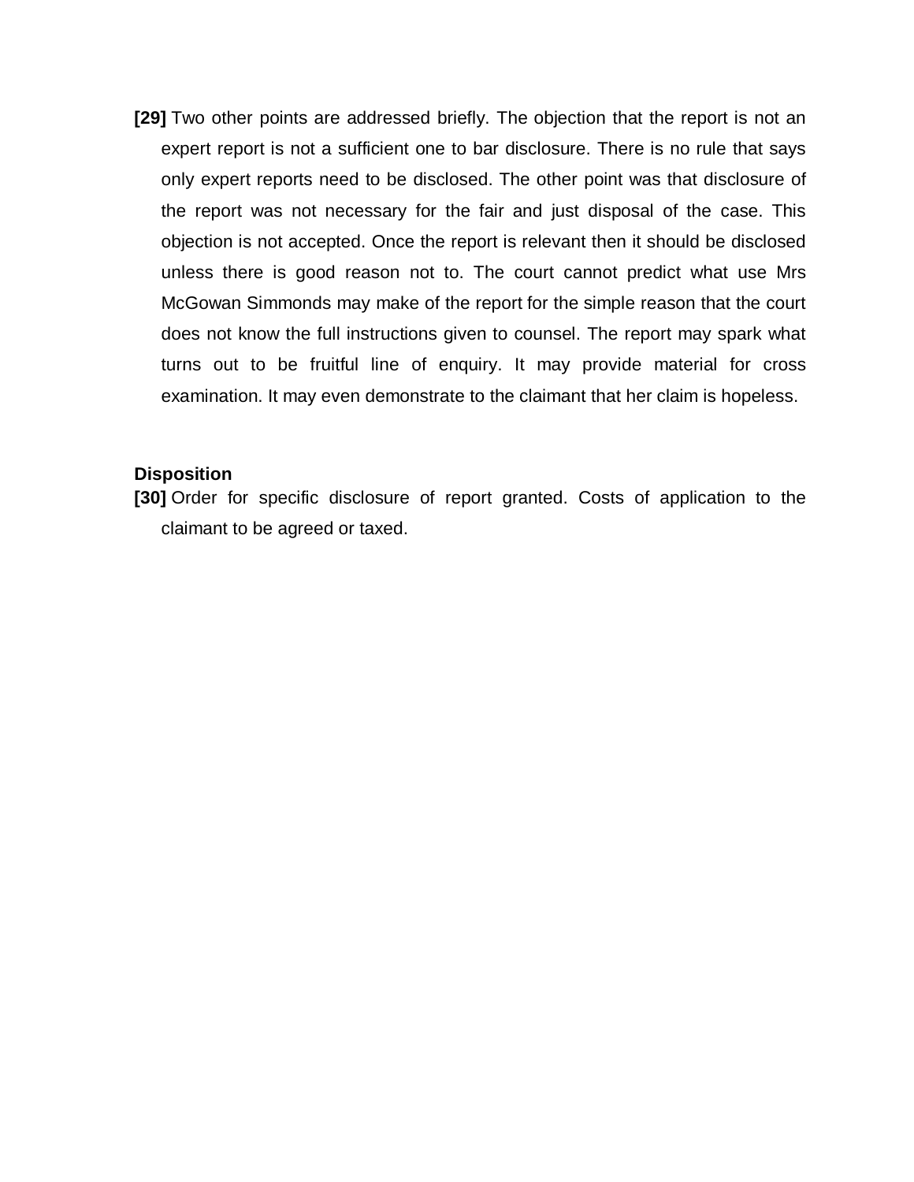**[29]** Two other points are addressed briefly. The objection that the report is not an expert report is not a sufficient one to bar disclosure. There is no rule that says only expert reports need to be disclosed. The other point was that disclosure of the report was not necessary for the fair and just disposal of the case. This objection is not accepted. Once the report is relevant then it should be disclosed unless there is good reason not to. The court cannot predict what use Mrs McGowan Simmonds may make of the report for the simple reason that the court does not know the full instructions given to counsel. The report may spark what turns out to be fruitful line of enquiry. It may provide material for cross examination. It may even demonstrate to the claimant that her claim is hopeless.

**Disposition**

**[30]** Order for specific disclosure of report granted. Costs of application to the claimant to be agreed or taxed.